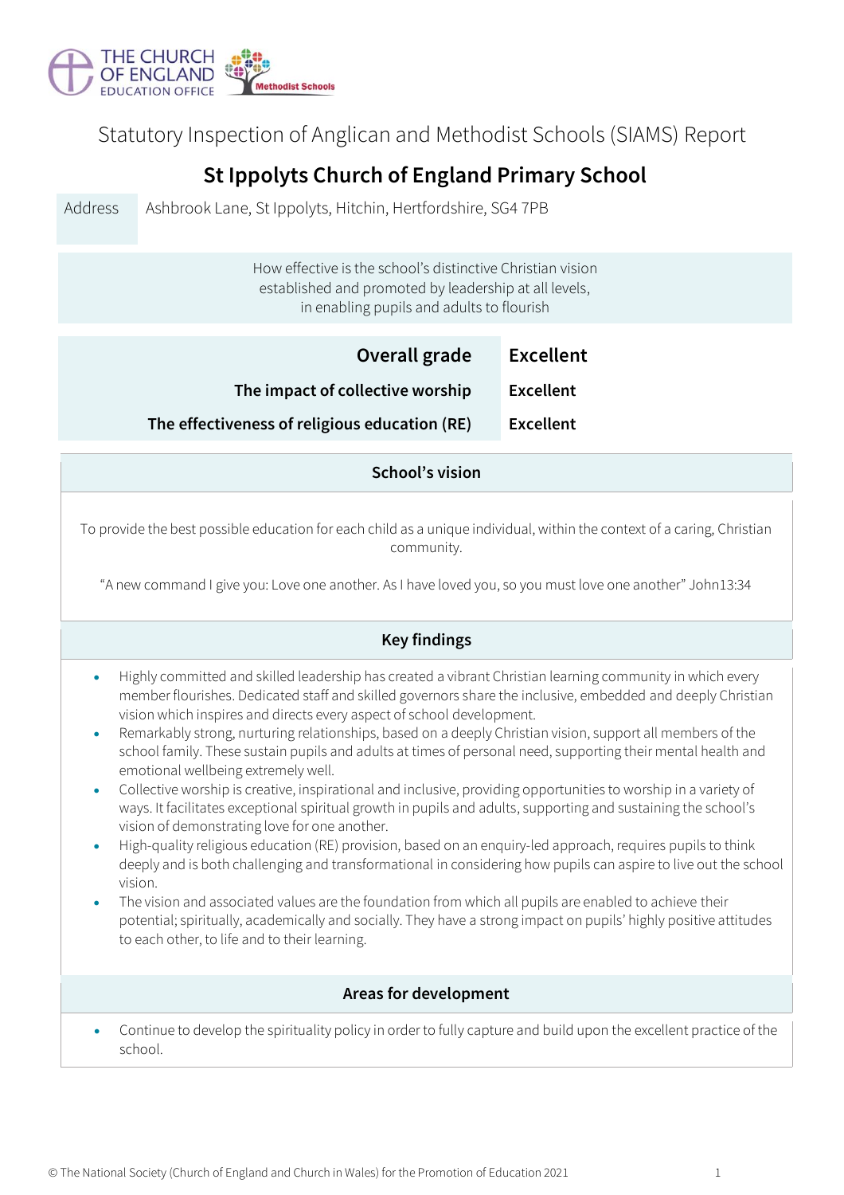THE CHURCH OF ENGLAND EDUCATION OFFICE — Methodist Schools

Statutory Inspection of Anglican and Methodist Schools (SIAMS) Report

# St Ippolyts Church of England Primary School

| Address | Ashbrook Lane, St Ippolyts, Hitchin, Hertfordshire, SG4 7PB |
|---|---|

How effective is the school's distinctive Christian vision established and promoted by leadership at all levels, in enabling pupils and adults to flourish

| | |
|---|---|
| **Overall grade** | **Excellent** |
| **The impact of collective worship** | **Excellent** |
| **The effectiveness of religious education (RE)** | **Excellent** |

## School's vision

To provide the best possible education for each child as a unique individual, within the context of a caring, Christian community.

"A new command I give you: Love one another. As I have loved you, so you must love one another" John13:34

## Key findings

- Highly committed and skilled leadership has created a vibrant Christian learning community in which every member flourishes. Dedicated staff and skilled governors share the inclusive, embedded and deeply Christian vision which inspires and directs every aspect of school development.
- Remarkably strong, nurturing relationships, based on a deeply Christian vision, support all members of the school family. These sustain pupils and adults at times of personal need, supporting their mental health and emotional wellbeing extremely well.
- Collective worship is creative, inspirational and inclusive, providing opportunities to worship in a variety of ways. It facilitates exceptional spiritual growth in pupils and adults, supporting and sustaining the school's vision of demonstrating love for one another.
- High-quality religious education (RE) provision, based on an enquiry-led approach, requires pupils to think deeply and is both challenging and transformational in considering how pupils can aspire to live out the school vision.
- The vision and associated values are the foundation from which all pupils are enabled to achieve their potential; spiritually, academically and socially. They have a strong impact on pupils' highly positive attitudes to each other, to life and to their learning.

## Areas for development

- Continue to develop the spirituality policy in order to fully capture and build upon the excellent practice of the school.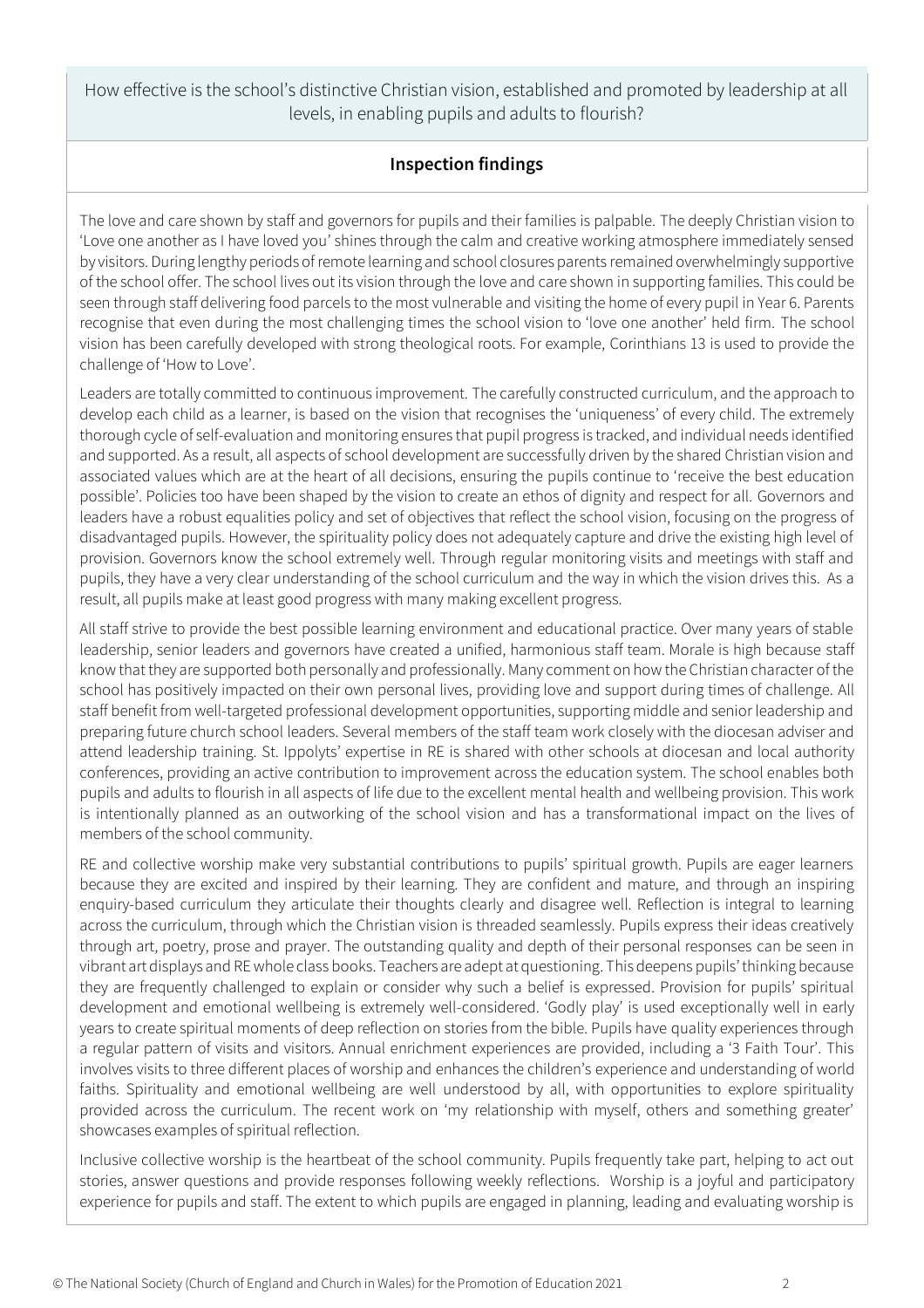How effective is the school's distinctive Christian vision, established and promoted by leadership at all levels, in enabling pupils and adults to flourish?

## Inspection findings

The love and care shown by staff and governors for pupils and their families is palpable. The deeply Christian vision to 'Love one another as I have loved you' shines through the calm and creative working atmosphere immediately sensed by visitors. During lengthy periods of remote learning and school closures parents remained overwhelmingly supportive of the school offer. The school lives out its vision through the love and care shown in supporting families. This could be seen through staff delivering food parcels to the most vulnerable and visiting the home of every pupil in Year 6. Parents recognise that even during the most challenging times the school vision to 'love one another' held firm. The school vision has been carefully developed with strong theological roots. For example, Corinthians 13 is used to provide the challenge of 'How to Love'.

Leaders are totally committed to continuous improvement. The carefully constructed curriculum, and the approach to develop each child as a learner, is based on the vision that recognises the 'uniqueness' of every child. The extremely thorough cycle of self-evaluation and monitoring ensures that pupil progress is tracked, and individual needs identified and supported. As a result, all aspects of school development are successfully driven by the shared Christian vision and associated values which are at the heart of all decisions, ensuring the pupils continue to 'receive the best education possible'. Policies too have been shaped by the vision to create an ethos of dignity and respect for all. Governors and leaders have a robust equalities policy and set of objectives that reflect the school vision, focusing on the progress of disadvantaged pupils. However, the spirituality policy does not adequately capture and drive the existing high level of provision. Governors know the school extremely well. Through regular monitoring visits and meetings with staff and pupils, they have a very clear understanding of the school curriculum and the way in which the vision drives this. As a result, all pupils make at least good progress with many making excellent progress.

All staff strive to provide the best possible learning environment and educational practice. Over many years of stable leadership, senior leaders and governors have created a unified, harmonious staff team. Morale is high because staff know that they are supported both personally and professionally. Many comment on how the Christian character of the school has positively impacted on their own personal lives, providing love and support during times of challenge. All staff benefit from well-targeted professional development opportunities, supporting middle and senior leadership and preparing future church school leaders. Several members of the staff team work closely with the diocesan adviser and attend leadership training. St. Ippolyts' expertise in RE is shared with other schools at diocesan and local authority conferences, providing an active contribution to improvement across the education system. The school enables both pupils and adults to flourish in all aspects of life due to the excellent mental health and wellbeing provision. This work is intentionally planned as an outworking of the school vision and has a transformational impact on the lives of members of the school community.

RE and collective worship make very substantial contributions to pupils' spiritual growth. Pupils are eager learners because they are excited and inspired by their learning. They are confident and mature, and through an inspiring enquiry-based curriculum they articulate their thoughts clearly and disagree well. Reflection is integral to learning across the curriculum, through which the Christian vision is threaded seamlessly. Pupils express their ideas creatively through art, poetry, prose and prayer. The outstanding quality and depth of their personal responses can be seen in vibrant art displays and RE whole class books. Teachers are adept at questioning. This deepens pupils' thinking because they are frequently challenged to explain or consider why such a belief is expressed. Provision for pupils' spiritual development and emotional wellbeing is extremely well-considered. 'Godly play' is used exceptionally well in early years to create spiritual moments of deep reflection on stories from the bible. Pupils have quality experiences through a regular pattern of visits and visitors. Annual enrichment experiences are provided, including a '3 Faith Tour'. This involves visits to three different places of worship and enhances the children's experience and understanding of world faiths. Spirituality and emotional wellbeing are well understood by all, with opportunities to explore spirituality provided across the curriculum. The recent work on 'my relationship with myself, others and something greater' showcases examples of spiritual reflection.

Inclusive collective worship is the heartbeat of the school community. Pupils frequently take part, helping to act out stories, answer questions and provide responses following weekly reflections. Worship is a joyful and participatory experience for pupils and staff. The extent to which pupils are engaged in planning, leading and evaluating worship is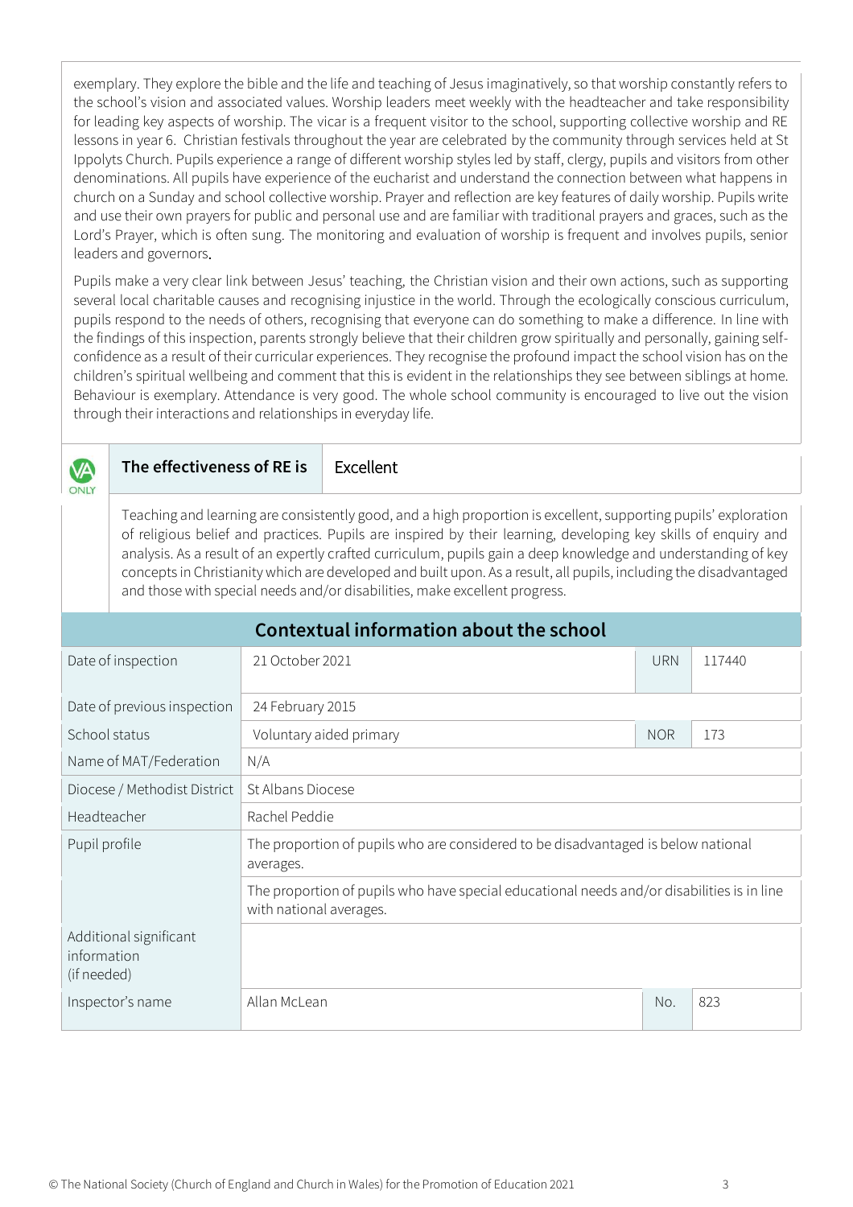exemplary. They explore the bible and the life and teaching of Jesus imaginatively, so that worship constantly refers to the school's vision and associated values. Worship leaders meet weekly with the headteacher and take responsibility for leading key aspects of worship. The vicar is a frequent visitor to the school, supporting collective worship and RE lessons in year 6. Christian festivals throughout the year are celebrated by the community through services held at St Ippolyts Church. Pupils experience a range of different worship styles led by staff, clergy, pupils and visitors from other denominations. All pupils have experience of the eucharist and understand the connection between what happens in church on a Sunday and school collective worship. Prayer and reflection are key features of daily worship. Pupils write and use their own prayers for public and personal use and are familiar with traditional prayers and graces, such as the Lord's Prayer, which is often sung. The monitoring and evaluation of worship is frequent and involves pupils, senior leaders and governors.

Pupils make a very clear link between Jesus' teaching, the Christian vision and their own actions, such as supporting several local charitable causes and recognising injustice in the world. Through the ecologically conscious curriculum, pupils respond to the needs of others, recognising that everyone can do something to make a difference. In line with the findings of this inspection, parents strongly believe that their children grow spiritually and personally, gaining self-confidence as a result of their curricular experiences. They recognise the profound impact the school vision has on the children's spiritual wellbeing and comment that this is evident in the relationships they see between siblings at home. Behaviour is exemplary. Attendance is very good. The whole school community is encouraged to live out the vision through their interactions and relationships in everyday life.

VA ONLY

**The effectiveness of RE is** Excellent

Teaching and learning are consistently good, and a high proportion is excellent, supporting pupils' exploration of religious belief and practices. Pupils are inspired by their learning, developing key skills of enquiry and analysis. As a result of an expertly crafted curriculum, pupils gain a deep knowledge and understanding of key concepts in Christianity which are developed and built upon. As a result, all pupils, including the disadvantaged and those with special needs and/or disabilities, make excellent progress.

## Contextual information about the school

| | | | |
|---|---|---|---|
| Date of inspection | 21 October 2021 | URN | 117440 |
| Date of previous inspection | 24 February 2015 | | |
| School status | Voluntary aided primary | NOR | 173 |
| Name of MAT/Federation | N/A | | |
| Diocese / Methodist District | St Albans Diocese | | |
| Headteacher | Rachel Peddie | | |
| Pupil profile | The proportion of pupils who are considered to be disadvantaged is below national averages. | | |
| | The proportion of pupils who have special educational needs and/or disabilities is in line with national averages. | | |
| Additional significant information (if needed) | | | |
| Inspector's name | Allan McLean | No. | 823 |

© The National Society (Church of England and Church in Wales) for the Promotion of Education 2021